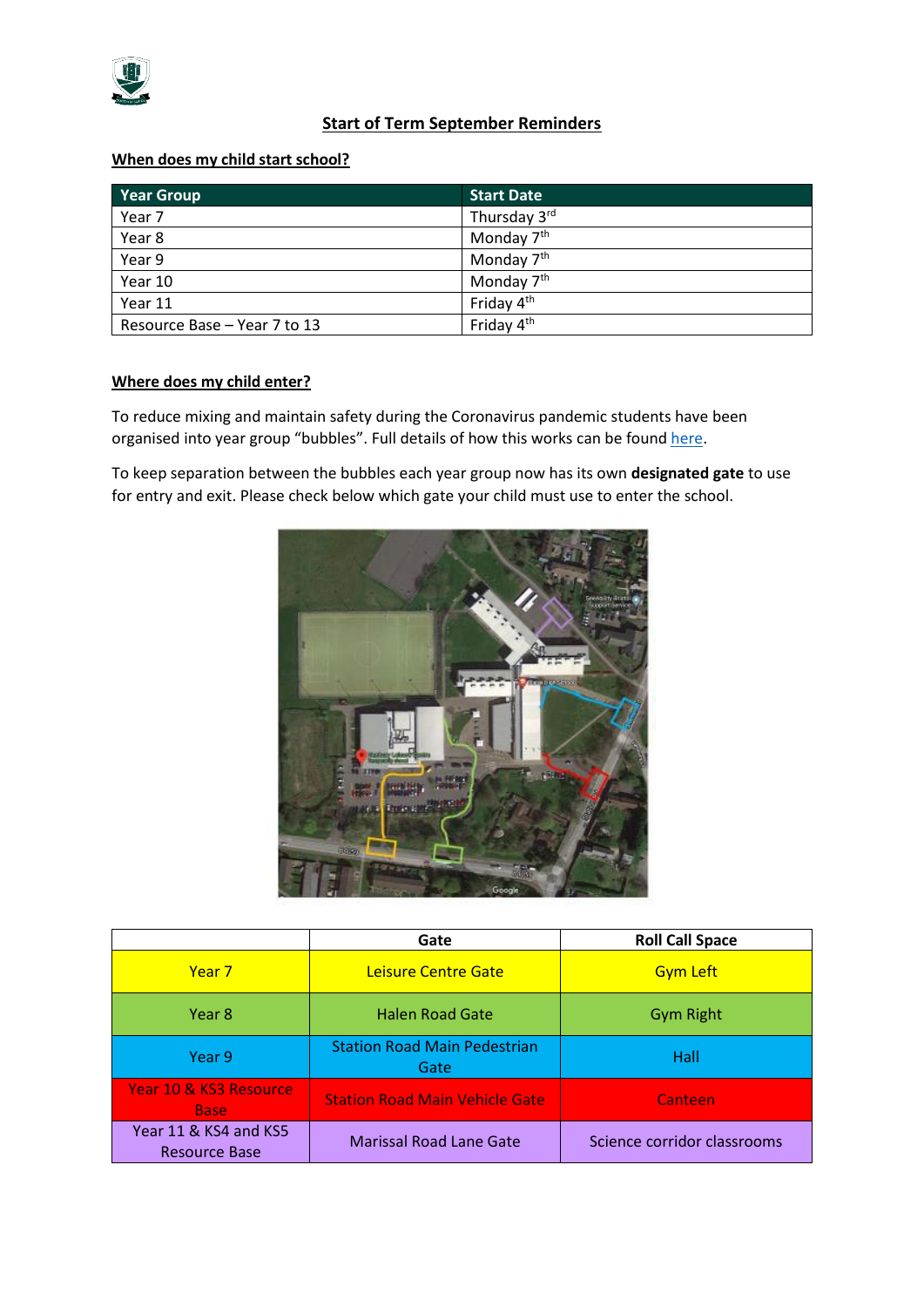## Start of Term September Reminders

### When does my child start school?

| Year Group | Start Date |
| --- | --- |
| Year 7 | Thursday 3rd |
| Year 8 | Monday 7th |
| Year 9 | Monday 7th |
| Year 10 | Monday 7th |
| Year 11 | Friday 4th |
| Resource Base – Year 7 to 13 | Friday 4th |

### Where does my child enter?

To reduce mixing and maintain safety during the Coronavirus pandemic students have been organised into year group "bubbles". Full details of how this works can be found here.

To keep separation between the bubbles each year group now has its own **designated gate** to use for entry and exit. Please check below which gate your child must use to enter the school.

| | Gate | Roll Call Space |
| --- | --- | --- |
| Year 7 | Leisure Centre Gate | Gym Left |
| Year 8 | Halen Road Gate | Gym Right |
| Year 9 | Station Road Main Pedestrian Gate | Hall |
| Year 10 & KS3 Resource Base | Station Road Main Vehicle Gate | Canteen |
| Year 11 & KS4 and KS5 Resource Base | Marissal Road Lane Gate | Science corridor classrooms |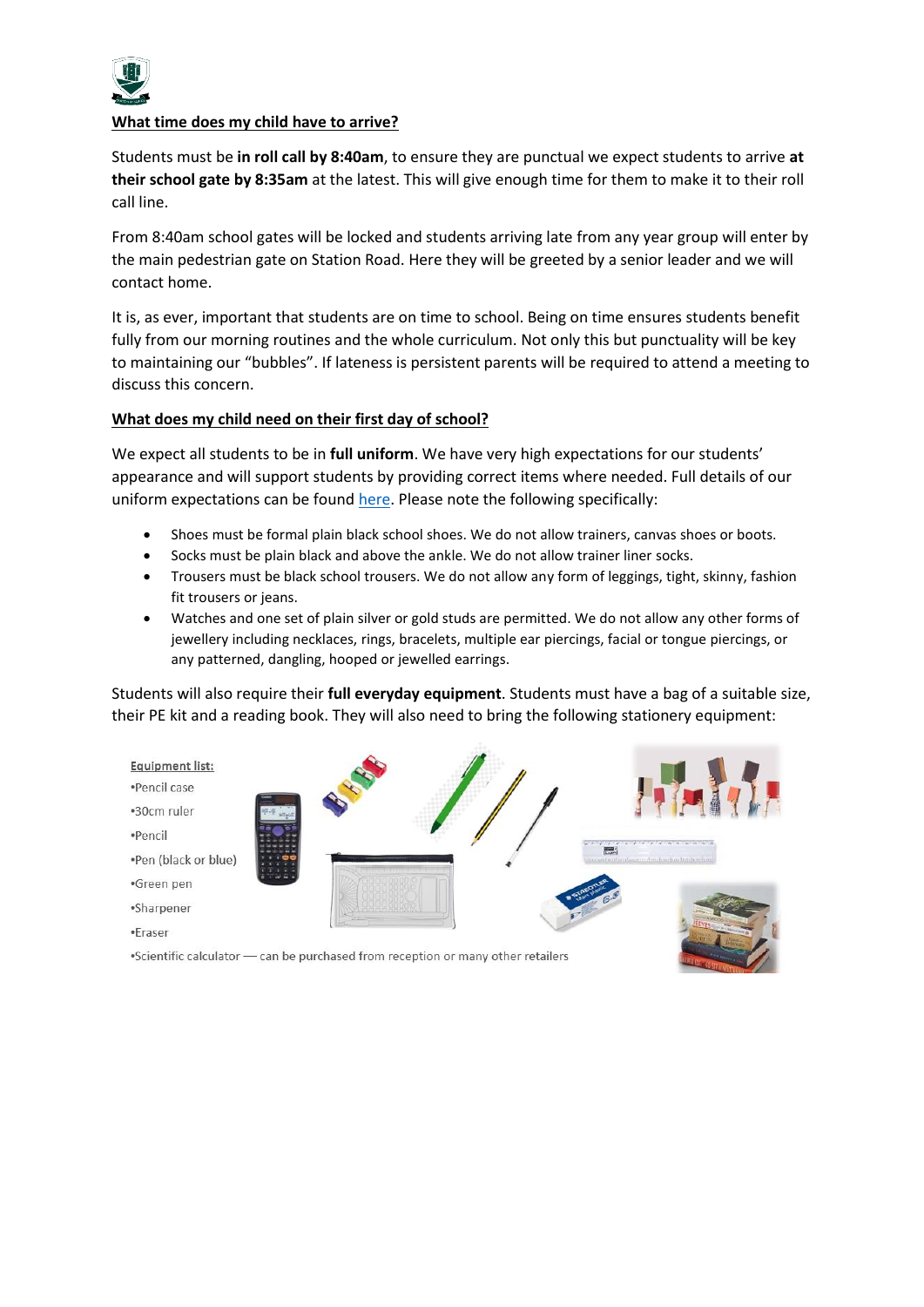## What time does my child have to arrive?

Students must be **in roll call by 8:40am**, to ensure they are punctual we expect students to arrive **at their school gate by 8:35am** at the latest. This will give enough time for them to make it to their roll call line.

From 8:40am school gates will be locked and students arriving late from any year group will enter by the main pedestrian gate on Station Road. Here they will be greeted by a senior leader and we will contact home.

It is, as ever, important that students are on time to school. Being on time ensures students benefit fully from our morning routines and the whole curriculum. Not only this but punctuality will be key to maintaining our "bubbles". If lateness is persistent parents will be required to attend a meeting to discuss this concern.

## What does my child need on their first day of school?

We expect all students to be in **full uniform**. We have very high expectations for our students' appearance and will support students by providing correct items where needed. Full details of our uniform expectations can be found here. Please note the following specifically:

- Shoes must be formal plain black school shoes. We do not allow trainers, canvas shoes or boots.
- Socks must be plain black and above the ankle. We do not allow trainer liner socks.
- Trousers must be black school trousers. We do not allow any form of leggings, tight, skinny, fashion fit trousers or jeans.
- Watches and one set of plain silver or gold studs are permitted. We do not allow any other forms of jewellery including necklaces, rings, bracelets, multiple ear piercings, facial or tongue piercings, or any patterned, dangling, hooped or jewelled earrings.

Students will also require their **full everyday equipment**. Students must have a bag of a suitable size, their PE kit and a reading book. They will also need to bring the following stationery equipment:

Equipment list:

- Pencil case
- 30cm ruler
- Pencil
- Pen (black or blue)
- Green pen
- Sharpener
- Eraser
- Scientific calculator — can be purchased from reception or many other retailers